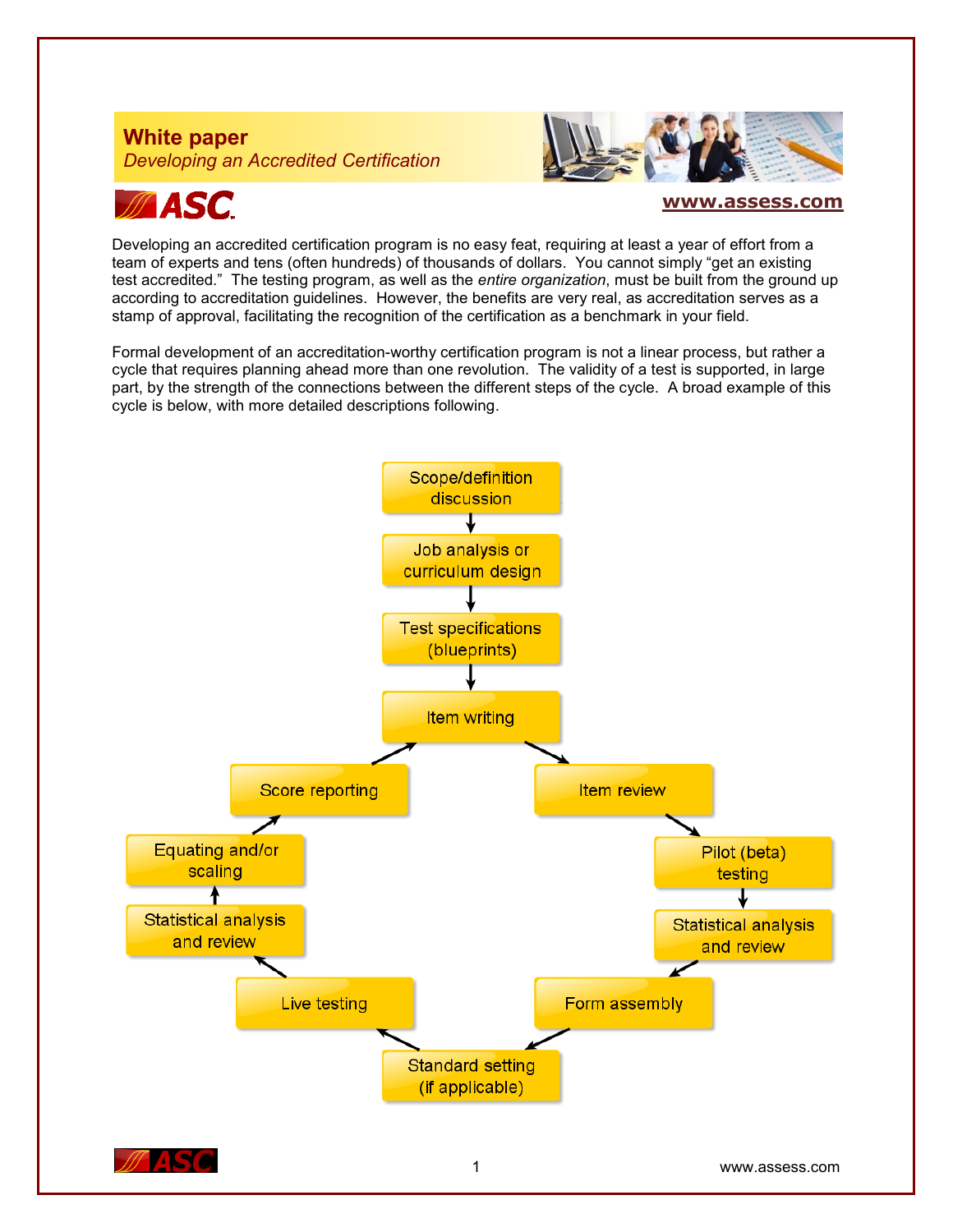# White paper

*Developing an Accredited Certification*

www.assess.com

Developing an accredited certification program is no easy feat, requiring at least a year of effort from a team of experts and tens (often hundreds) of thousands of dollars. You cannot simply "get an existing test accredited." The testing program, as well as the *entire organization*, must be built from the ground up according to accreditation guidelines. However, the benefits are very real, as accreditation serves as a stamp of approval, facilitating the recognition of the certification as a benchmark in your field.

Formal development of an accreditation-worthy certification program is not a linear process, but rather a cycle that requires planning ahead more than one revolution. The validity of a test is supported, in large part, by the strength of the connections between the different steps of the cycle. A broad example of this cycle is below, with more detailed descriptions following.

Scope/definition discussion → Job analysis or curriculum design → Test specifications (blueprints) → Item writing → Item review → Pilot (beta) testing → Statistical analysis and review → Form assembly → Standard setting (if applicable) → Live testing → Statistical analysis and review → Equating and/or scaling → Score reporting → Item writing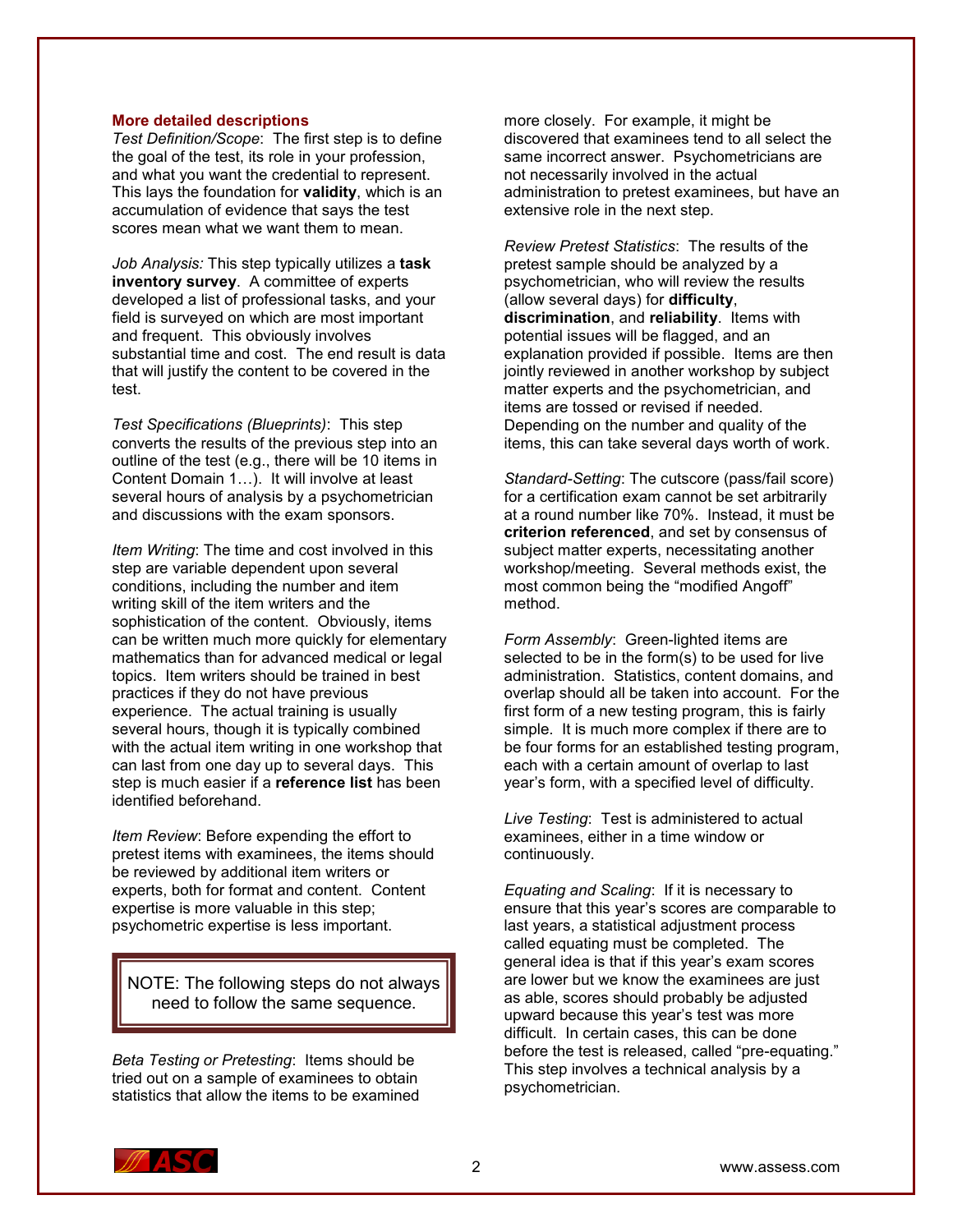## More detailed descriptions

*Test Definition/Scope*: The first step is to define the goal of the test, its role in your profession, and what you want the credential to represent. This lays the foundation for **validity**, which is an accumulation of evidence that says the test scores mean what we want them to mean.

*Job Analysis:* This step typically utilizes a **task inventory survey**. A committee of experts developed a list of professional tasks, and your field is surveyed on which are most important and frequent. This obviously involves substantial time and cost. The end result is data that will justify the content to be covered in the test.

*Test Specifications (Blueprints)*: This step converts the results of the previous step into an outline of the test (e.g., there will be 10 items in Content Domain 1…). It will involve at least several hours of analysis by a psychometrician and discussions with the exam sponsors.

*Item Writing*: The time and cost involved in this step are variable dependent upon several conditions, including the number and item writing skill of the item writers and the sophistication of the content. Obviously, items can be written much more quickly for elementary mathematics than for advanced medical or legal topics. Item writers should be trained in best practices if they do not have previous experience. The actual training is usually several hours, though it is typically combined with the actual item writing in one workshop that can last from one day up to several days. This step is much easier if a **reference list** has been identified beforehand.

*Item Review*: Before expending the effort to pretest items with examinees, the items should be reviewed by additional item writers or experts, both for format and content. Content expertise is more valuable in this step; psychometric expertise is less important.

> NOTE: The following steps do not always need to follow the same sequence.

*Beta Testing or Pretesting*: Items should be tried out on a sample of examinees to obtain statistics that allow the items to be examined more closely. For example, it might be discovered that examinees tend to all select the same incorrect answer. Psychometricians are not necessarily involved in the actual administration to pretest examinees, but have an extensive role in the next step.

*Review Pretest Statistics*: The results of the pretest sample should be analyzed by a psychometrician, who will review the results (allow several days) for **difficulty**, **discrimination**, and **reliability**. Items with potential issues will be flagged, and an explanation provided if possible. Items are then jointly reviewed in another workshop by subject matter experts and the psychometrician, and items are tossed or revised if needed. Depending on the number and quality of the items, this can take several days worth of work.

*Standard-Setting*: The cutscore (pass/fail score) for a certification exam cannot be set arbitrarily at a round number like 70%. Instead, it must be **criterion referenced**, and set by consensus of subject matter experts, necessitating another workshop/meeting. Several methods exist, the most common being the "modified Angoff" method.

*Form Assembly*: Green-lighted items are selected to be in the form(s) to be used for live administration. Statistics, content domains, and overlap should all be taken into account. For the first form of a new testing program, this is fairly simple. It is much more complex if there are to be four forms for an established testing program, each with a certain amount of overlap to last year's form, with a specified level of difficulty.

*Live Testing*: Test is administered to actual examinees, either in a time window or continuously.

*Equating and Scaling*: If it is necessary to ensure that this year's scores are comparable to last years, a statistical adjustment process called equating must be completed. The general idea is that if this year's exam scores are lower but we know the examinees are just as able, scores should probably be adjusted upward because this year's test was more difficult. In certain cases, this can be done before the test is released, called "pre-equating." This step involves a technical analysis by a psychometrician.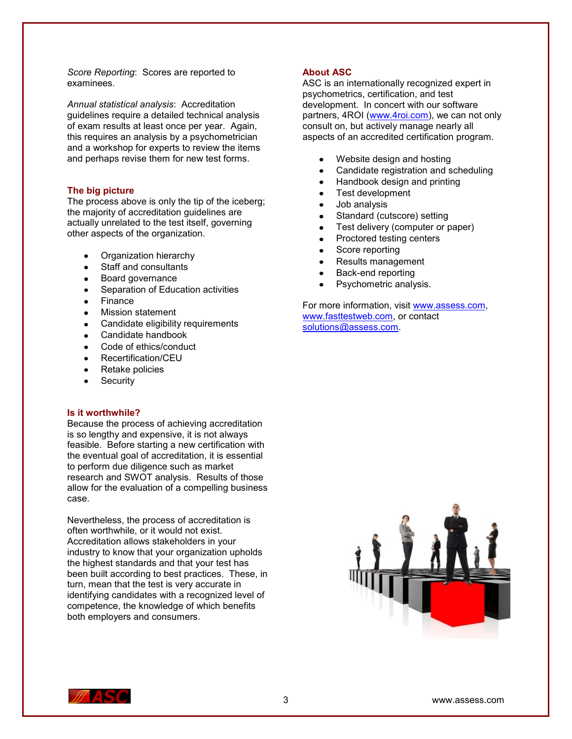*Score Reporting*: Scores are reported to examinees.

*Annual statistical analysis*: Accreditation guidelines require a detailed technical analysis of exam results at least once per year. Again, this requires an analysis by a psychometrician and a workshop for experts to review the items and perhaps revise them for new test forms.

## The big picture

The process above is only the tip of the iceberg; the majority of accreditation guidelines are actually unrelated to the test itself, governing other aspects of the organization.

- Organization hierarchy
- Staff and consultants
- Board governance
- Separation of Education activities
- Finance
- Mission statement
- Candidate eligibility requirements
- Candidate handbook
- Code of ethics/conduct
- Recertification/CEU
- Retake policies
- Security

## Is it worthwhile?

Because the process of achieving accreditation is so lengthy and expensive, it is not always feasible. Before starting a new certification with the eventual goal of accreditation, it is essential to perform due diligence such as market research and SWOT analysis. Results of those allow for the evaluation of a compelling business case.

Nevertheless, the process of accreditation is often worthwhile, or it would not exist. Accreditation allows stakeholders in your industry to know that your organization upholds the highest standards and that your test has been built according to best practices. These, in turn, mean that the test is very accurate in identifying candidates with a recognized level of competence, the knowledge of which benefits both employers and consumers.

## About ASC

ASC is an internationally recognized expert in psychometrics, certification, and test development. In concert with our software partners, 4ROI (www.4roi.com), we can not only consult on, but actively manage nearly all aspects of an accredited certification program.

- Website design and hosting
- Candidate registration and scheduling
- Handbook design and printing
- Test development
- Job analysis
- Standard (cutscore) setting
- Test delivery (computer or paper)
- Proctored testing centers
- Score reporting
- Results management
- Back-end reporting
- Psychometric analysis.

For more information, visit www.assess.com, www.fasttestweb.com, or contact solutions@assess.com.